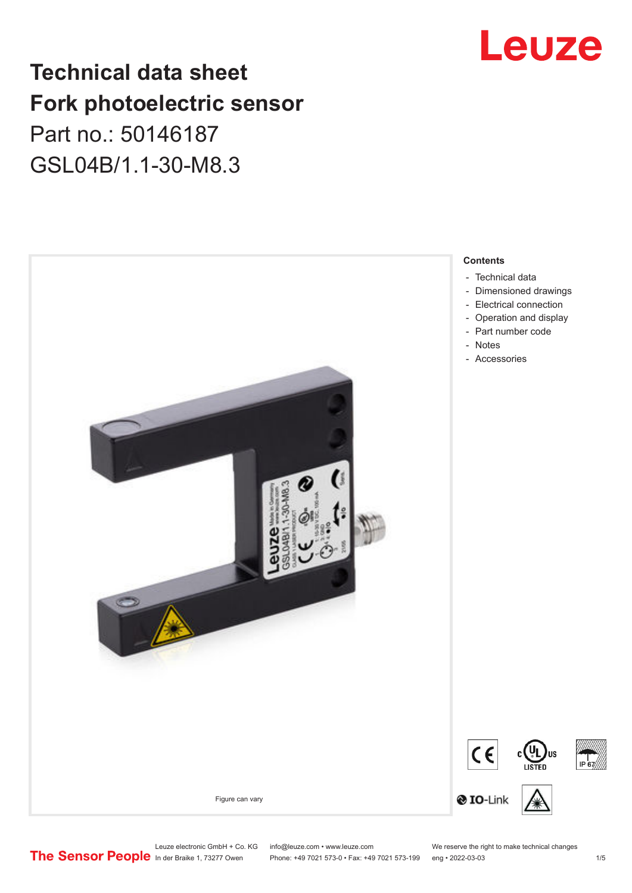# Technical data sheet

# Fork photoelectric sensor

Part no.: 50146187

GSL04B/1.1-30-M8.3

Figure can vary

**Contents**

- Technical data
- Dimensioned drawings
- Electrical connection
- Operation and display
- Part number code
- Notes
- Accessories

Leuze electronic GmbH + Co. KG
In der Braike 1, 73277 Owen

info@leuze.com • www.leuze.com
Phone: +49 7021 573-0 • Fax: +49 7021 573-199

We reserve the right to make technical changes
eng • 2022-03-03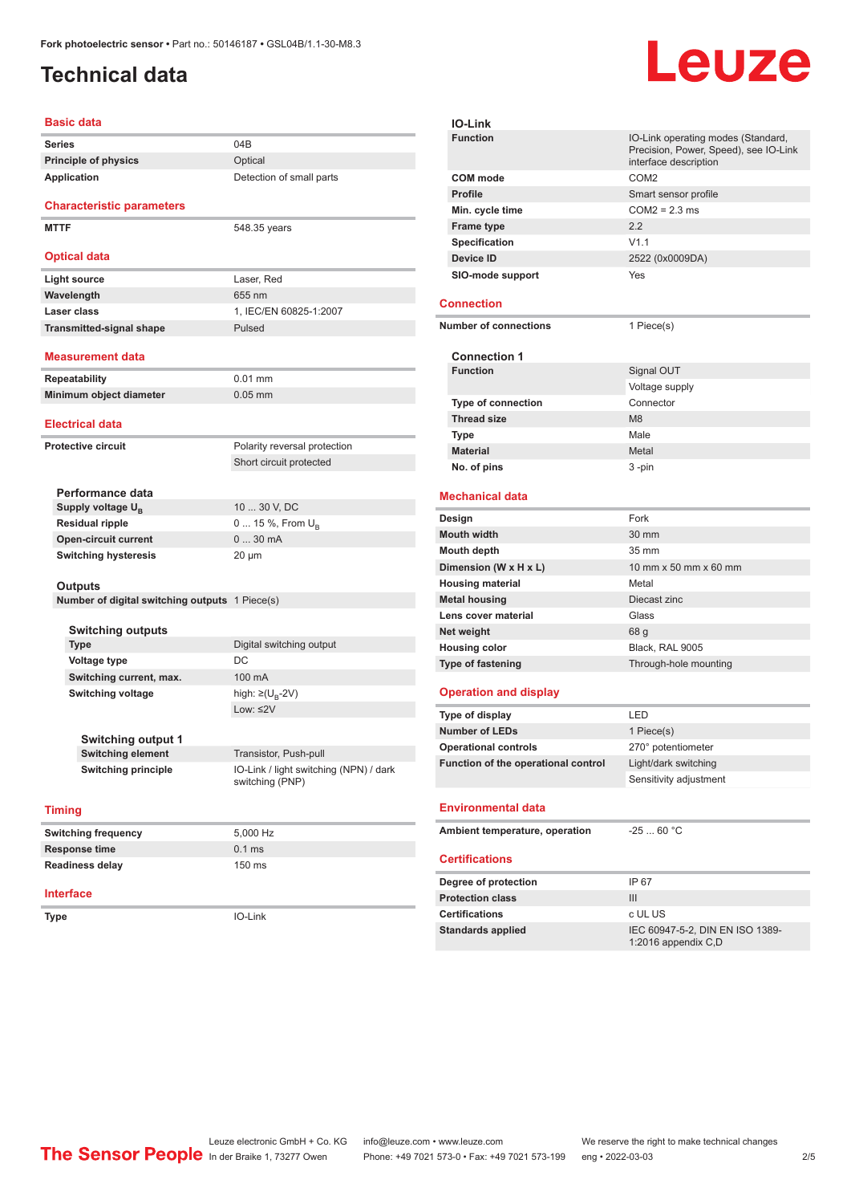# Technical data

## Basic data

| | |
|---|---|
| Series | 04B |
| Principle of physics | Optical |
| Application | Detection of small parts |

## Characteristic parameters

| | |
|---|---|
| MTTF | 548.35 years |

## Optical data

| | |
|---|---|
| Light source | Laser, Red |
| Wavelength | 655 nm |
| Laser class | 1, IEC/EN 60825-1:2007 |
| Transmitted-signal shape | Pulsed |

## Measurement data

| | |
|---|---|
| Repeatability | 0.01 mm |
| Minimum object diameter | 0.05 mm |

## Electrical data

| | |
|---|---|
| Protective circuit | Polarity reversal protection |
| | Short circuit protected |

### Performance data

| | |
|---|---|
| Supply voltage $U_B$ | 10 ... 30 V, DC |
| Residual ripple | 0 ... 15 %, From $U_B$ |
| Open-circuit current | 0 ... 30 mA |
| Switching hysteresis | 20 µm |

### Outputs

| | |
|---|---|
| Number of digital switching outputs | 1 Piece(s) |

#### Switching outputs

| | |
|---|---|
| Type | Digital switching output |
| Voltage type | DC |
| Switching current, max. | 100 mA |
| Switching voltage | high: ≥($U_B$-2V) |
| | Low: ≤2V |

##### Switching output 1

| | |
|---|---|
| Switching element | Transistor, Push-pull |
| Switching principle | IO-Link / light switching (NPN) / dark switching (PNP) |

## Timing

| | |
|---|---|
| Switching frequency | 5,000 Hz |
| Response time | 0.1 ms |
| Readiness delay | 150 ms |

## Interface

| | |
|---|---|
| Type | IO-Link |

### IO-Link

| | |
|---|---|
| Function | IO-Link operating modes (Standard, Precision, Power, Speed), see IO-Link interface description |
| COM mode | COM2 |
| Profile | Smart sensor profile |
| Min. cycle time | COM2 = 2.3 ms |
| Frame type | 2.2 |
| Specification | V1.1 |
| Device ID | 2522 (0x0009DA) |
| SIO-mode support | Yes |

## Connection

| | |
|---|---|
| Number of connections | 1 Piece(s) |

### Connection 1

| | |
|---|---|
| Function | Signal OUT |
| | Voltage supply |
| Type of connection | Connector |
| Thread size | M8 |
| Type | Male |
| Material | Metal |
| No. of pins | 3 -pin |

## Mechanical data

| | |
|---|---|
| Design | Fork |
| Mouth width | 30 mm |
| Mouth depth | 35 mm |
| Dimension (W x H x L) | 10 mm x 50 mm x 60 mm |
| Housing material | Metal |
| Metal housing | Diecast zinc |
| Lens cover material | Glass |
| Net weight | 68 g |
| Housing color | Black, RAL 9005 |
| Type of fastening | Through-hole mounting |

## Operation and display

| | |
|---|---|
| Type of display | LED |
| Number of LEDs | 1 Piece(s) |
| Operational controls | 270° potentiometer |
| Function of the operational control | Light/dark switching |
| | Sensitivity adjustment |

## Environmental data

| | |
|---|---|
| Ambient temperature, operation | -25 ... 60 °C |

## Certifications

| | |
|---|---|
| Degree of protection | IP 67 |
| Protection class | III |
| Certifications | c UL US |
| Standards applied | IEC 60947-5-2, DIN EN ISO 1389-1:2016 appendix C,D |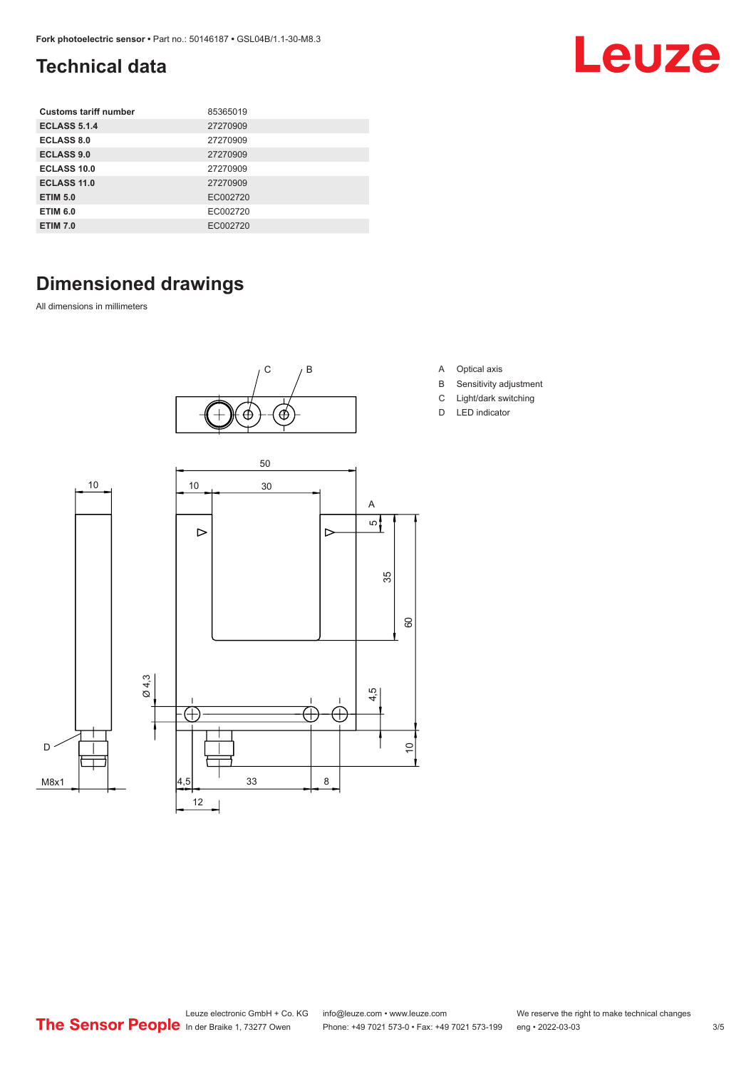# Technical data

| Customs tariff number | 85365019 |
|---|---|
| ECLASS 5.1.4 | 27270909 |
| ECLASS 8.0 | 27270909 |
| ECLASS 9.0 | 27270909 |
| ECLASS 10.0 | 27270909 |
| ECLASS 11.0 | 27270909 |
| ETIM 5.0 | EC002720 |
| ETIM 6.0 | EC002720 |
| ETIM 7.0 | EC002720 |

# Dimensioned drawings

All dimensions in millimeters

A Optical axis
B Sensitivity adjustment
C Light/dark switching
D LED indicator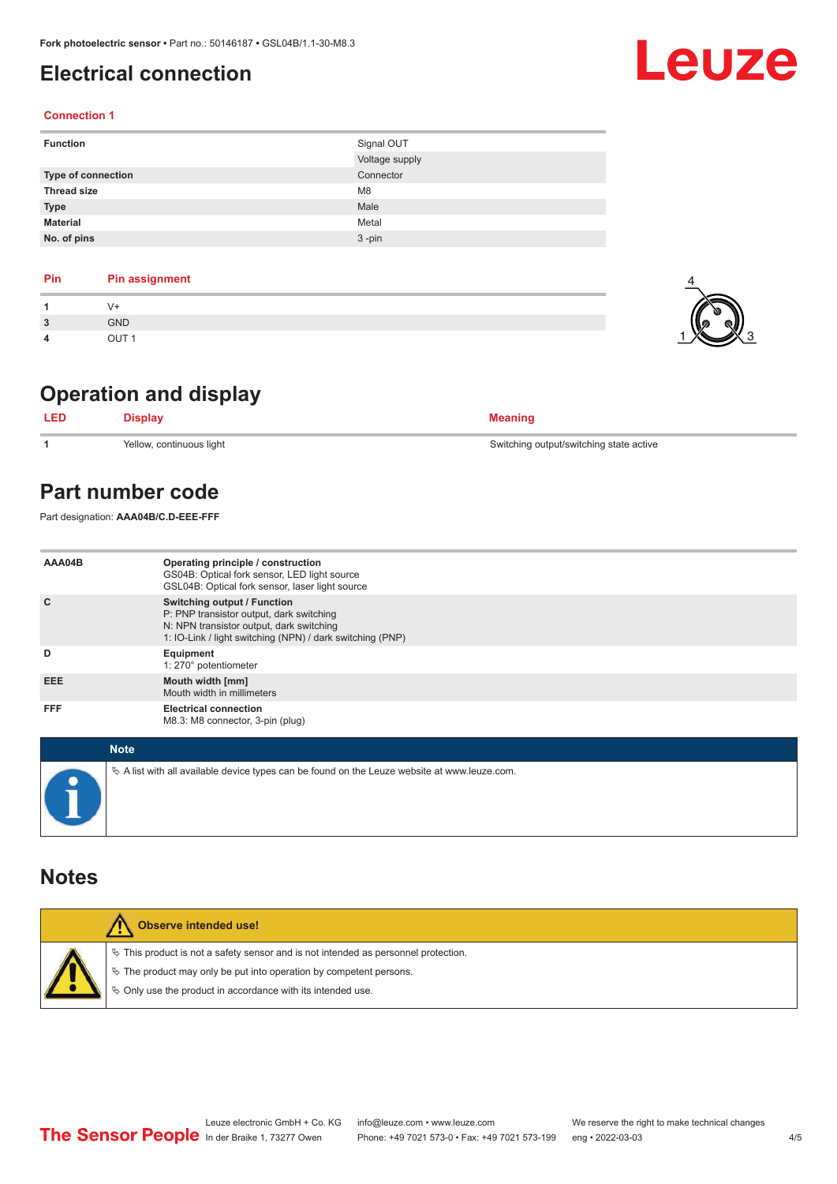# Electrical connection

### Connection 1

| Function | Signal OUT |
|---|---|
| | Voltage supply |
| Type of connection | Connector |
| Thread size | M8 |
| Type | Male |
| Material | Metal |
| No. of pins | 3 -pin |

| Pin | Pin assignment |
|---|---|
| 1 | V+ |
| 3 | GND |
| 4 | OUT 1 |

# Operation and display

| LED | Display | Meaning |
|---|---|---|
| 1 | Yellow, continuous light | Switching output/switching state active |

# Part number code

Part designation: **AAA04B/C.D-EEE-FFF**

| AAA04B | **Operating principle / construction**<br>GS04B: Optical fork sensor, LED light source<br>GSL04B: Optical fork sensor, laser light source |
|---|---|
| C | **Switching output / Function**<br>P: PNP transistor output, dark switching<br>N: NPN transistor output, dark switching<br>1: IO-Link / light switching (NPN) / dark switching (PNP) |
| D | **Equipment**<br>1: 270° potentiometer |
| EEE | **Mouth width [mm]**<br>Mouth width in millimeters |
| FFF | **Electrical connection**<br>M8.3: M8 connector, 3-pin (plug) |

**Note**

- A list with all available device types can be found on the Leuze website at www.leuze.com.

# Notes

**Observe intended use!**

- This product is not a safety sensor and is not intended as personnel protection.
- The product may only be put into operation by competent persons.
- Only use the product in accordance with its intended use.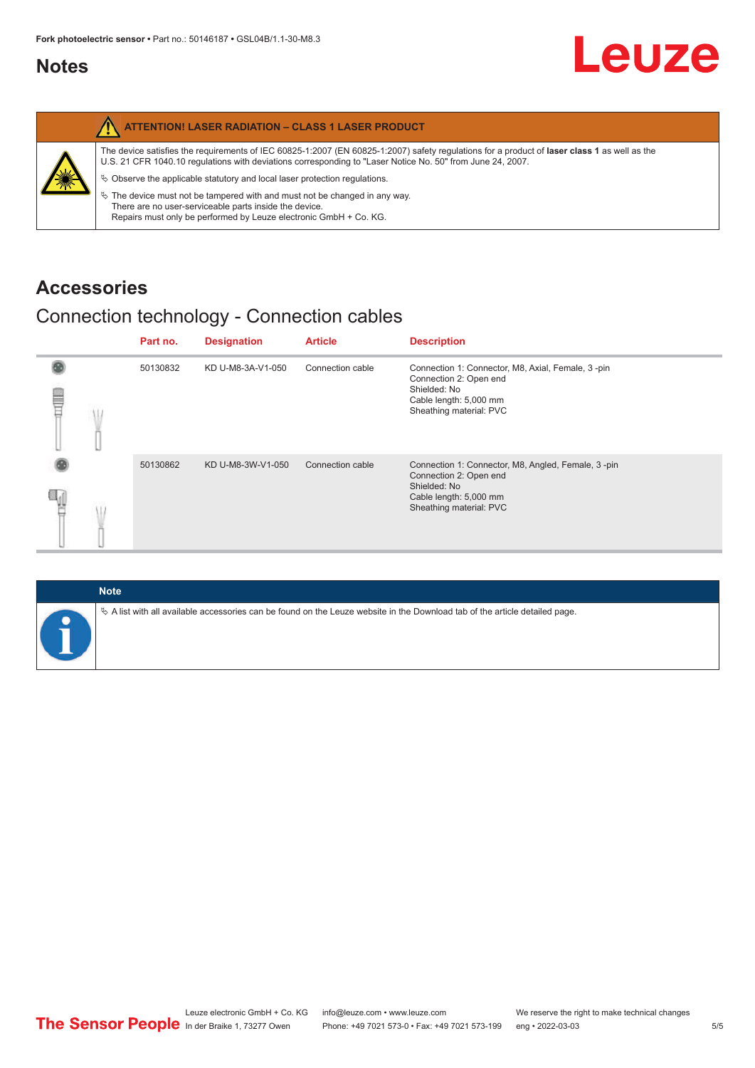## Notes

**ATTENTION! LASER RADIATION – CLASS 1 LASER PRODUCT**

The device satisfies the requirements of IEC 60825-1:2007 (EN 60825-1:2007) safety regulations for a product of **laser class 1** as well as the U.S. 21 CFR 1040.10 regulations with deviations corresponding to "Laser Notice No. 50" from June 24, 2007.

↳ Observe the applicable statutory and local laser protection regulations.

↳ The device must not be tampered with and must not be changed in any way.
There are no user-serviceable parts inside the device.
Repairs must only be performed by Leuze electronic GmbH + Co. KG.

## Accessories

### Connection technology - Connection cables

| Part no. | Designation | Article | Description |
| --- | --- | --- | --- |
| 50130832 | KD U-M8-3A-V1-050 | Connection cable | Connection 1: Connector, M8, Axial, Female, 3 -pin<br>Connection 2: Open end<br>Shielded: No<br>Cable length: 5,000 mm<br>Sheathing material: PVC |
| 50130862 | KD U-M8-3W-V1-050 | Connection cable | Connection 1: Connector, M8, Angled, Female, 3 -pin<br>Connection 2: Open end<br>Shielded: No<br>Cable length: 5,000 mm<br>Sheathing material: PVC |

**Note**

↳ A list with all available accessories can be found on the Leuze website in the Download tab of the article detailed page.